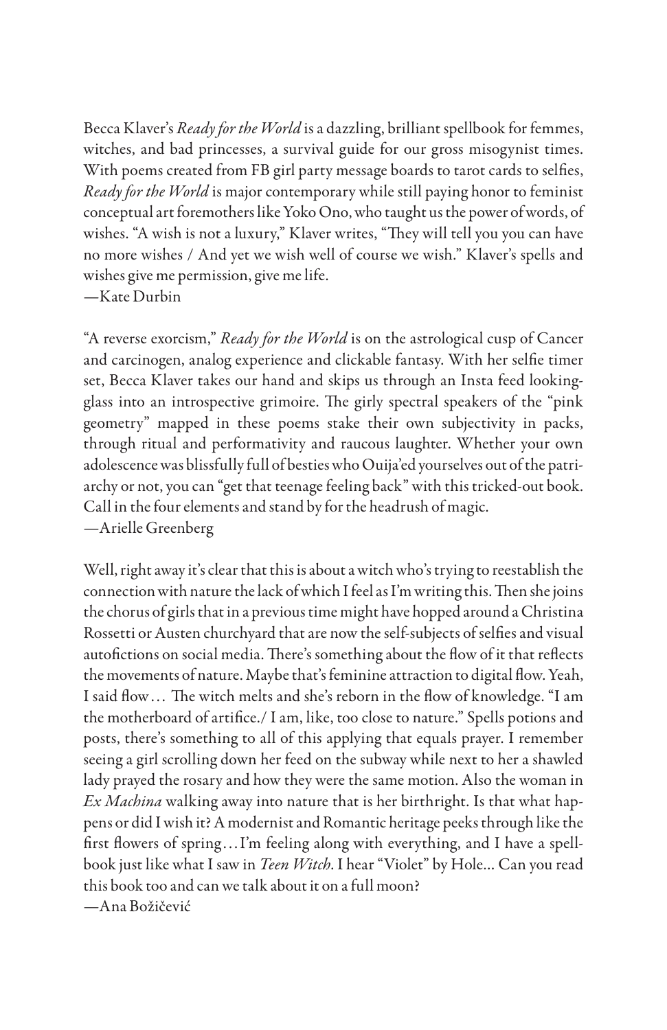Becca Klaver's *Ready for the World* is a dazzling, brilliant spellbook for femmes, witches, and bad princesses, a survival guide for our gross misogynist times. With poems created from FB girl party message boards to tarot cards to selfies, *Ready for the World* is major contemporary while still paying honor to feminist conceptual art foremothers like Yoko Ono, who taught us the power of words, of wishes. "A wish is not a luxury," Klaver writes, "They will tell you you can have no more wishes / And yet we wish well of course we wish." Klaver's spells and wishes give me permission, give me life.
—Kate Durbin

"A reverse exorcism," *Ready for the World* is on the astrological cusp of Cancer and carcinogen, analog experience and clickable fantasy. With her selfie timer set, Becca Klaver takes our hand and skips us through an Insta feed looking-glass into an introspective grimoire. The girly spectral speakers of the "pink geometry" mapped in these poems stake their own subjectivity in packs, through ritual and performativity and raucous laughter. Whether your own adolescence was blissfully full of besties who Ouija'ed yourselves out of the patriarchy or not, you can "get that teenage feeling back" with this tricked-out book. Call in the four elements and stand by for the headrush of magic.
—Arielle Greenberg

Well, right away it's clear that this is about a witch who's trying to reestablish the connection with nature the lack of which I feel as I'm writing this. Then she joins the chorus of girls that in a previous time might have hopped around a Christina Rossetti or Austen churchyard that are now the self-subjects of selfies and visual autofictions on social media. There's something about the flow of it that reflects the movements of nature. Maybe that's feminine attraction to digital flow. Yeah, I said flow… The witch melts and she's reborn in the flow of knowledge. "I am the motherboard of artifice./ I am, like, too close to nature." Spells potions and posts, there's something to all of this applying that equals prayer. I remember seeing a girl scrolling down her feed on the subway while next to her a shawled lady prayed the rosary and how they were the same motion. Also the woman in *Ex Machina* walking away into nature that is her birthright. Is that what happens or did I wish it? A modernist and Romantic heritage peeks through like the first flowers of spring… I'm feeling along with everything, and I have a spellbook just like what I saw in *Teen Witch*. I hear "Violet" by Hole... Can you read this book too and can we talk about it on a full moon?
—Ana Božičević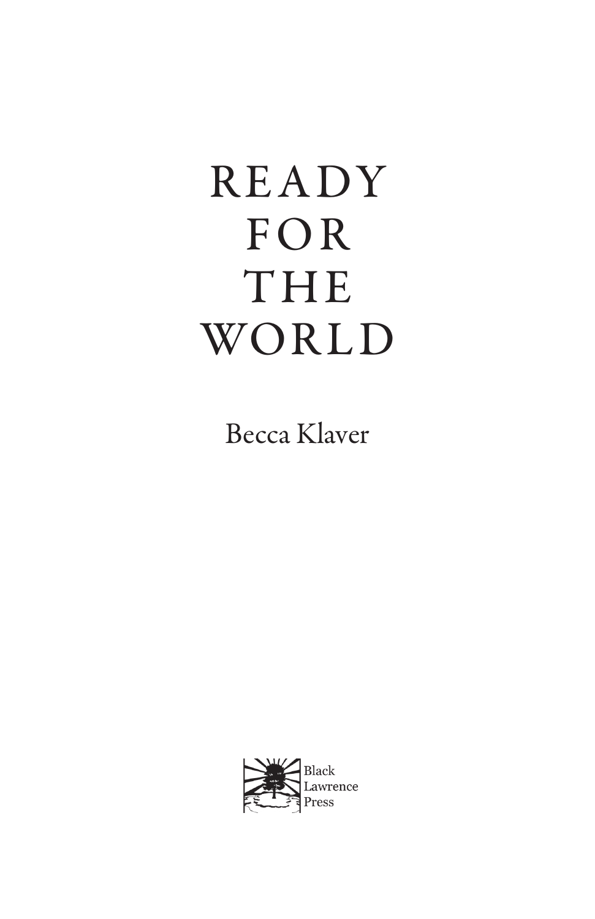# READY FOR THE WORLD

Becca Klaver

Black Lawrence Press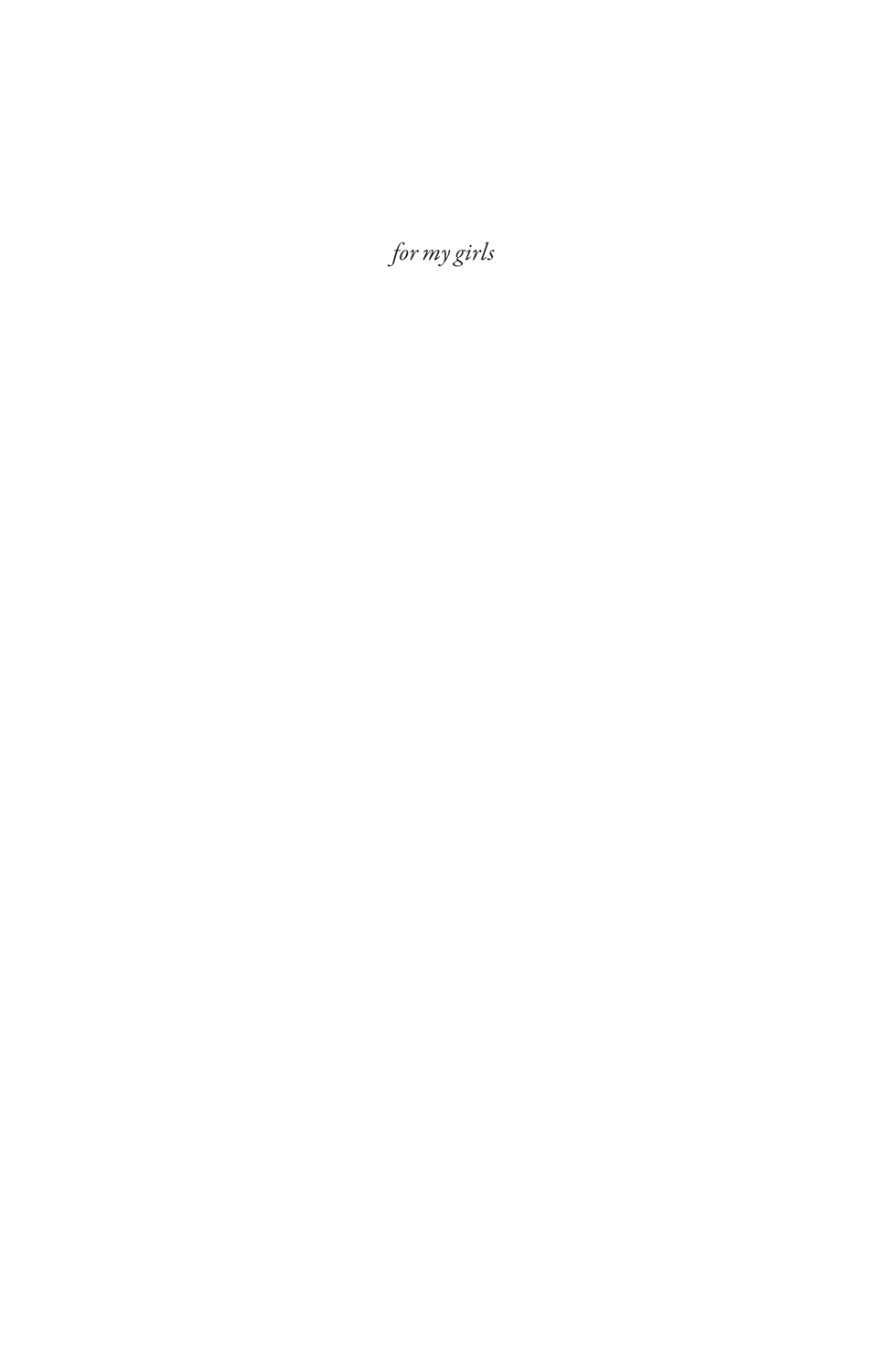*for my girls*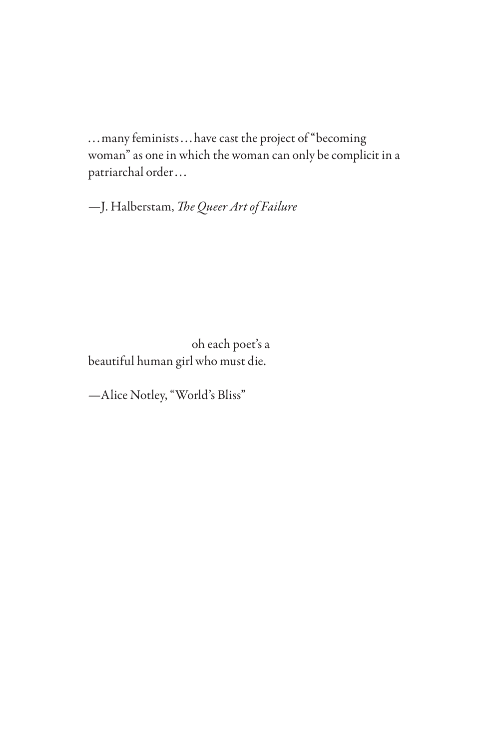…many feminists…have cast the project of "becoming woman" as one in which the woman can only be complicit in a patriarchal order…

—J. Halberstam, *The Queer Art of Failure*

                                    oh each poet's a
beautiful human girl who must die.

—Alice Notley, "World's Bliss"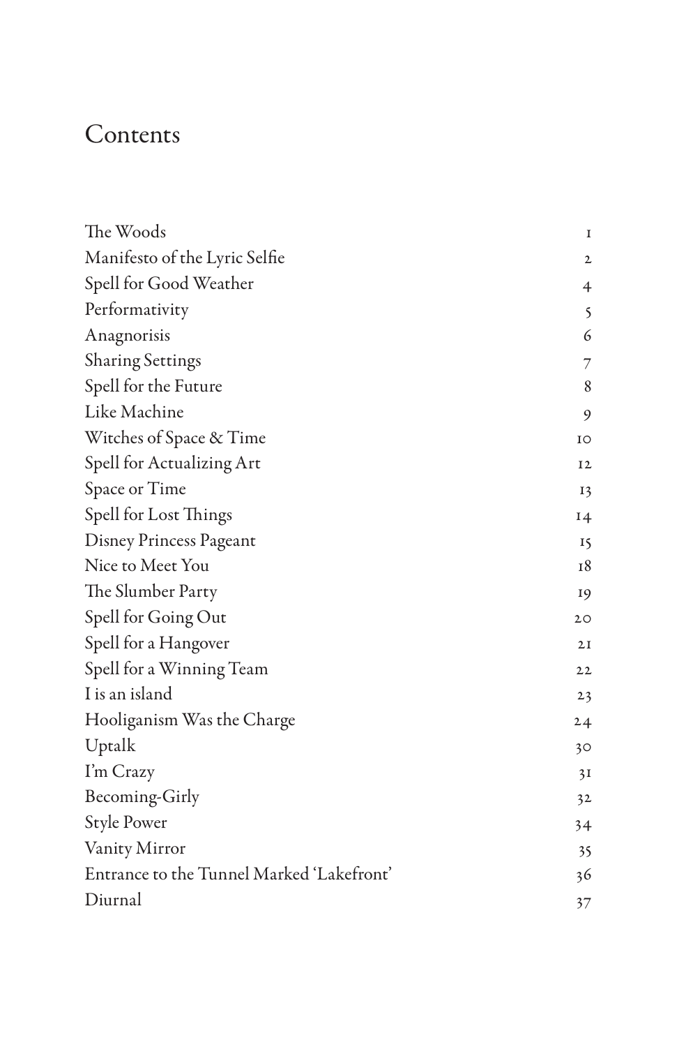# Contents

| | |
|---|---|
| The Woods | 1 |
| Manifesto of the Lyric Selfie | 2 |
| Spell for Good Weather | 4 |
| Performativity | 5 |
| Anagnorisis | 6 |
| Sharing Settings | 7 |
| Spell for the Future | 8 |
| Like Machine | 9 |
| Witches of Space & Time | 10 |
| Spell for Actualizing Art | 12 |
| Space or Time | 13 |
| Spell for Lost Things | 14 |
| Disney Princess Pageant | 15 |
| Nice to Meet You | 18 |
| The Slumber Party | 19 |
| Spell for Going Out | 20 |
| Spell for a Hangover | 21 |
| Spell for a Winning Team | 22 |
| I is an island | 23 |
| Hooliganism Was the Charge | 24 |
| Uptalk | 30 |
| I'm Crazy | 31 |
| Becoming-Girly | 32 |
| Style Power | 34 |
| Vanity Mirror | 35 |
| Entrance to the Tunnel Marked 'Lakefront' | 36 |
| Diurnal | 37 |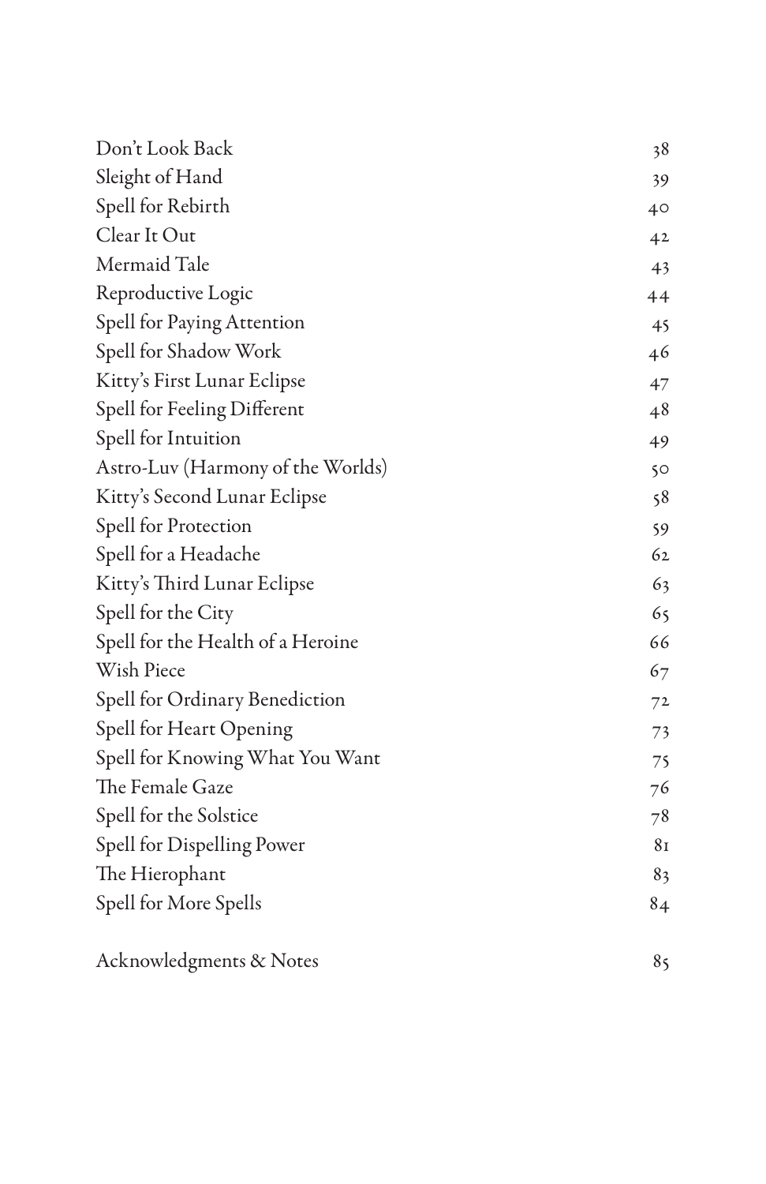| | |
|---|---|
| Don't Look Back | 38 |
| Sleight of Hand | 39 |
| Spell for Rebirth | 40 |
| Clear It Out | 42 |
| Mermaid Tale | 43 |
| Reproductive Logic | 44 |
| Spell for Paying Attention | 45 |
| Spell for Shadow Work | 46 |
| Kitty's First Lunar Eclipse | 47 |
| Spell for Feeling Different | 48 |
| Spell for Intuition | 49 |
| Astro-Luv (Harmony of the Worlds) | 50 |
| Kitty's Second Lunar Eclipse | 58 |
| Spell for Protection | 59 |
| Spell for a Headache | 62 |
| Kitty's Third Lunar Eclipse | 63 |
| Spell for the City | 65 |
| Spell for the Health of a Heroine | 66 |
| Wish Piece | 67 |
| Spell for Ordinary Benediction | 72 |
| Spell for Heart Opening | 73 |
| Spell for Knowing What You Want | 75 |
| The Female Gaze | 76 |
| Spell for the Solstice | 78 |
| Spell for Dispelling Power | 81 |
| The Hierophant | 83 |
| Spell for More Spells | 84 |
| Acknowledgments & Notes | 85 |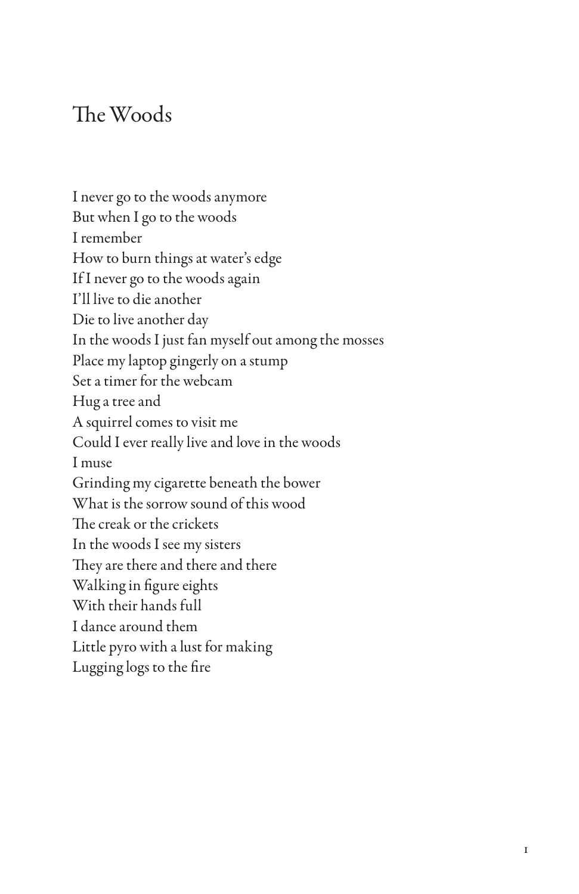# The Woods

I never go to the woods anymore  
But when I go to the woods  
I remember  
How to burn things at water's edge  
If I never go to the woods again  
I'll live to die another  
Die to live another day  
In the woods I just fan myself out among the mosses  
Place my laptop gingerly on a stump  
Set a timer for the webcam  
Hug a tree and  
A squirrel comes to visit me  
Could I ever really live and love in the woods  
I muse  
Grinding my cigarette beneath the bower  
What is the sorrow sound of this wood  
The creak or the crickets  
In the woods I see my sisters  
They are there and there and there  
Walking in figure eights  
With their hands full  
I dance around them  
Little pyro with a lust for making  
Lugging logs to the fire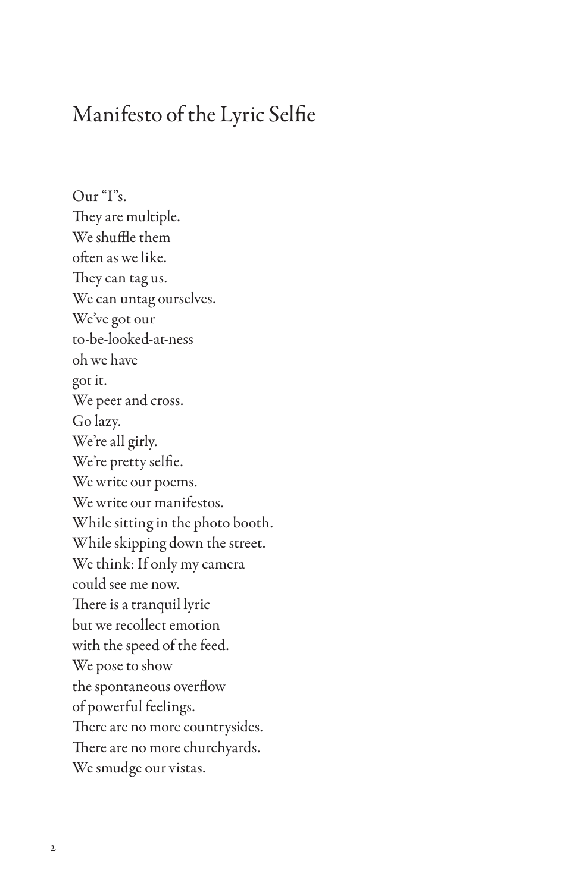# Manifesto of the Lyric Selfie

Our "I"s.  
They are multiple.  
We shuffle them  
often as we like.  
They can tag us.  
We can untag ourselves.  
We've got our  
to-be-looked-at-ness  
oh we have  
got it.  
We peer and cross.  
Go lazy.  
We're all girly.  
We're pretty selfie.  
We write our poems.  
We write our manifestos.  
While sitting in the photo booth.  
While skipping down the street.  
We think: If only my camera  
could see me now.  
There is a tranquil lyric  
but we recollect emotion  
with the speed of the feed.  
We pose to show  
the spontaneous overflow  
of powerful feelings.  
There are no more countrysides.  
There are no more churchyards.  
We smudge our vistas.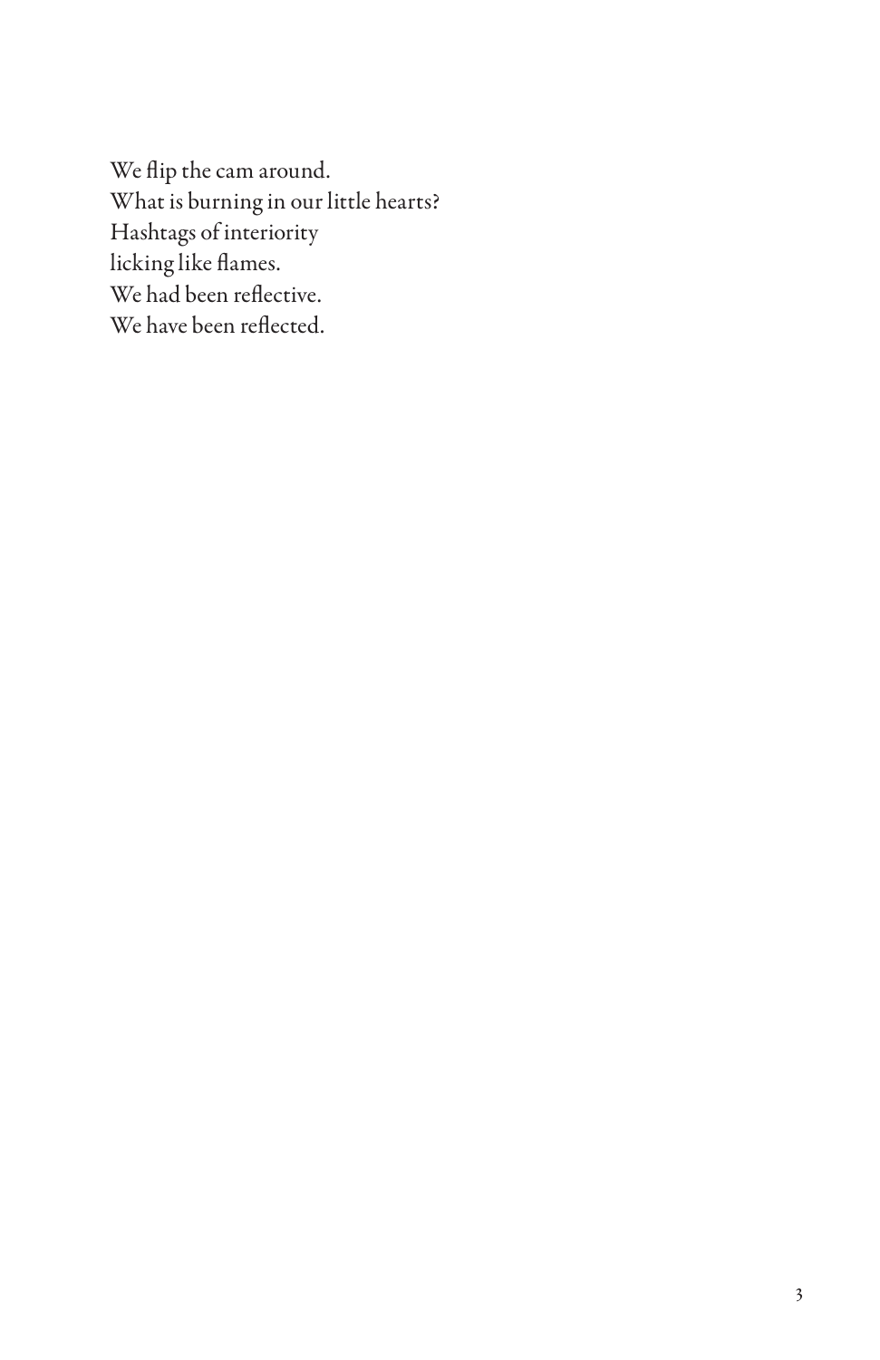We flip the cam around.  
What is burning in our little hearts?  
Hashtags of interiority  
licking like flames.  
We had been reflective.  
We have been reflected.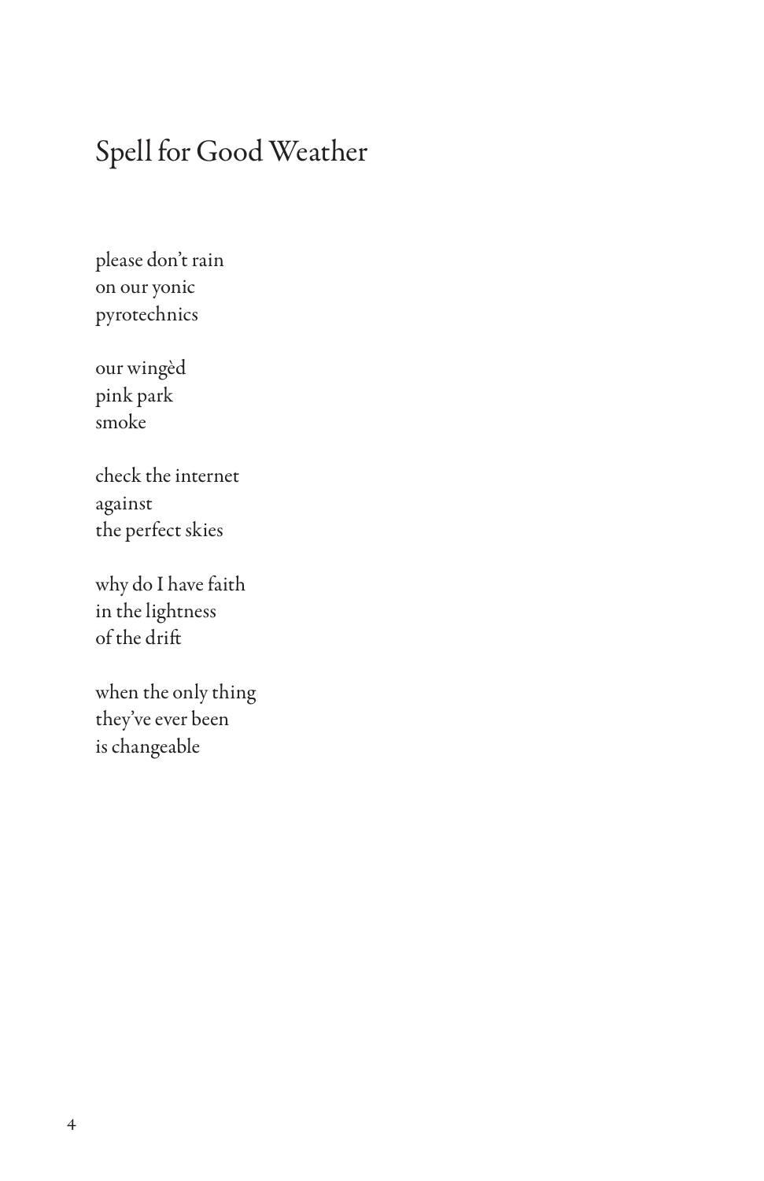# Spell for Good Weather

please don't rain  
on our yonic  
pyrotechnics

our wingèd  
pink park  
smoke

check the internet  
against  
the perfect skies

why do I have faith  
in the lightness  
of the drift

when the only thing  
they've ever been  
is changeable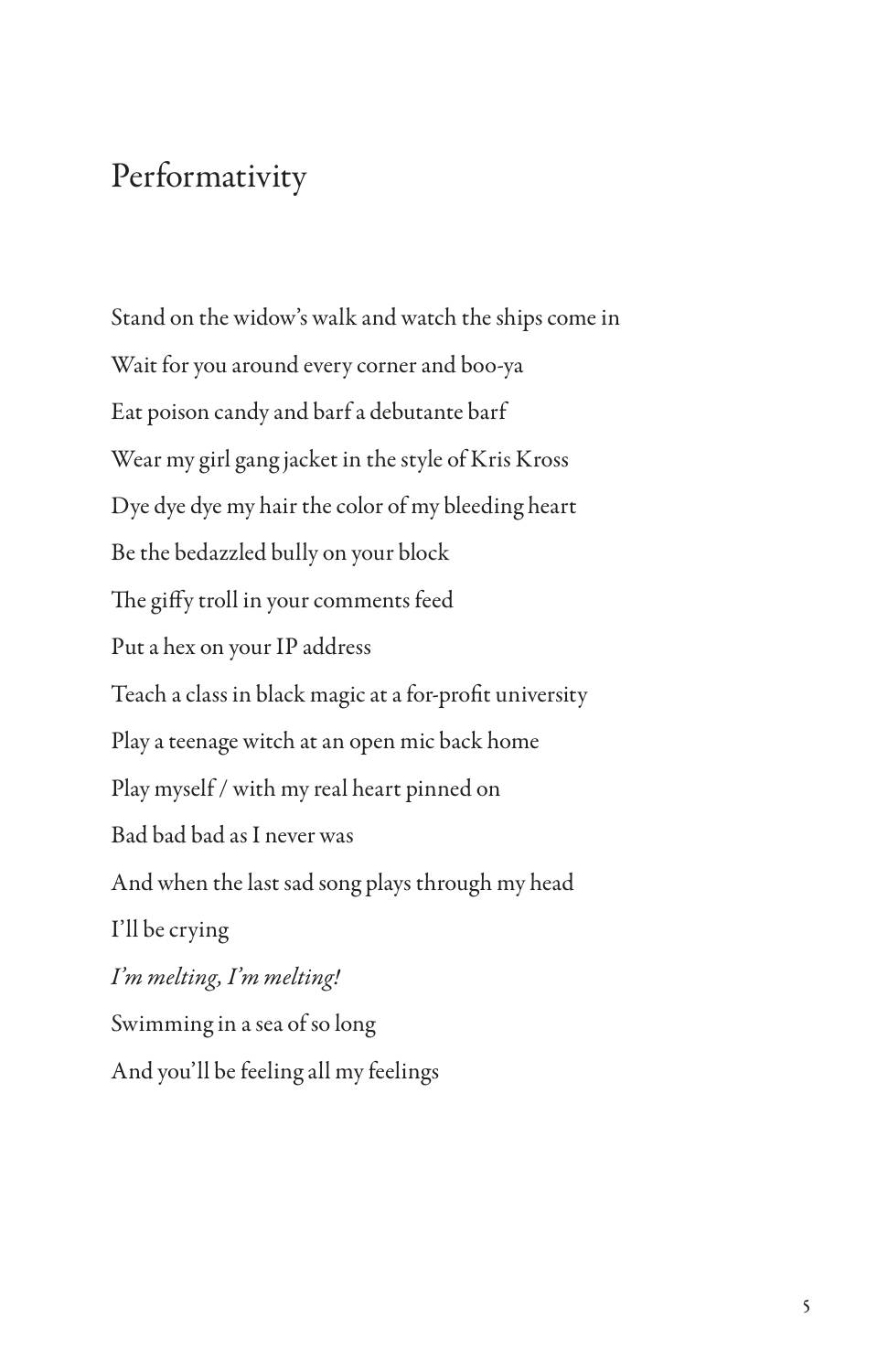# Performativity

Stand on the widow's walk and watch the ships come in

Wait for you around every corner and boo-ya

Eat poison candy and barf a debutante barf

Wear my girl gang jacket in the style of Kris Kross

Dye dye dye my hair the color of my bleeding heart

Be the bedazzled bully on your block

The giffy troll in your comments feed

Put a hex on your IP address

Teach a class in black magic at a for-profit university

Play a teenage witch at an open mic back home

Play myself / with my real heart pinned on

Bad bad bad as I never was

And when the last sad song plays through my head

I'll be crying

*I'm melting, I'm melting!*

Swimming in a sea of so long

And you'll be feeling all my feelings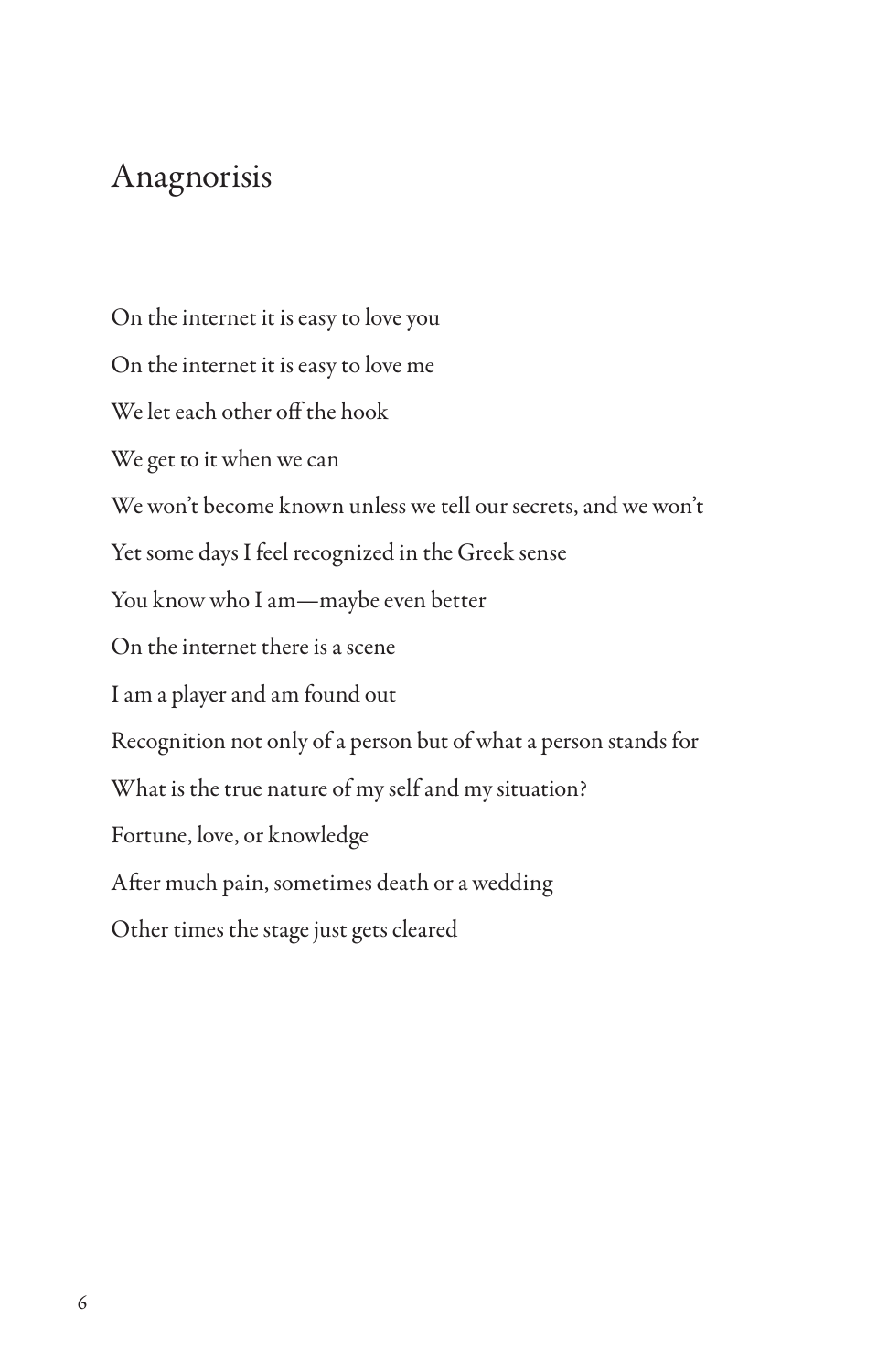# Anagnorisis

On the internet it is easy to love you

On the internet it is easy to love me

We let each other off the hook

We get to it when we can

We won't become known unless we tell our secrets, and we won't

Yet some days I feel recognized in the Greek sense

You know who I am—maybe even better

On the internet there is a scene

I am a player and am found out

Recognition not only of a person but of what a person stands for

What is the true nature of my self and my situation?

Fortune, love, or knowledge

After much pain, sometimes death or a wedding

Other times the stage just gets cleared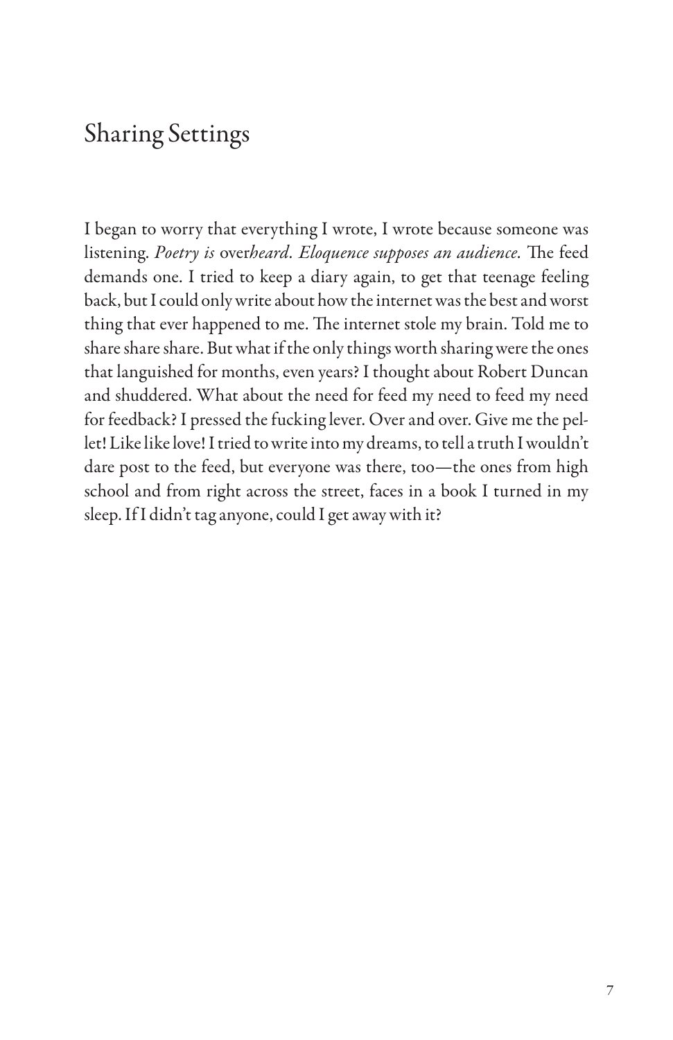## Sharing Settings

I began to worry that everything I wrote, I wrote because someone was listening. *Poetry is* over*heard. Eloquence supposes an audience.* The feed demands one. I tried to keep a diary again, to get that teenage feeling back, but I could only write about how the internet was the best and worst thing that ever happened to me. The internet stole my brain. Told me to share share share. But what if the only things worth sharing were the ones that languished for months, even years? I thought about Robert Duncan and shuddered. What about the need for feed my need to feed my need for feedback? I pressed the fucking lever. Over and over. Give me the pellet! Like like love! I tried to write into my dreams, to tell a truth I wouldn't dare post to the feed, but everyone was there, too—the ones from high school and from right across the street, faces in a book I turned in my sleep. If I didn't tag anyone, could I get away with it?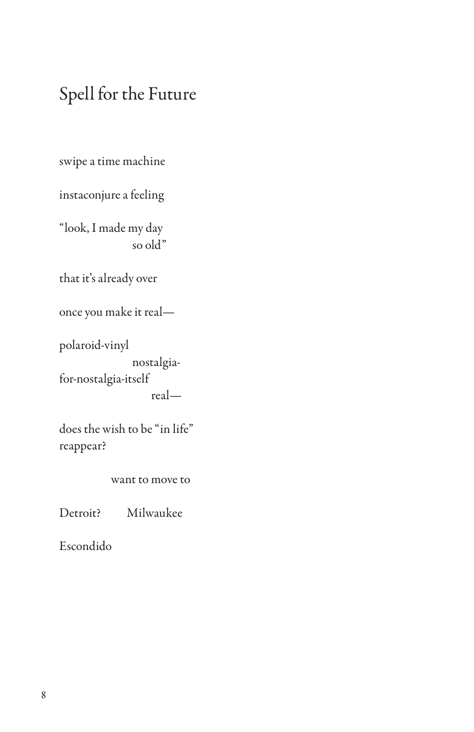# Spell for the Future

swipe a time machine

instaconjure a feeling

"look, I made my day  
                    so old"

that it's already over

once you make it real—

polaroid-vinyl  
                    nostalgia-  
for-nostalgia-itself  
                         real—

does the wish to be "in life"  
reappear?

              want to move to

Detroit?        Milwaukee

Escondido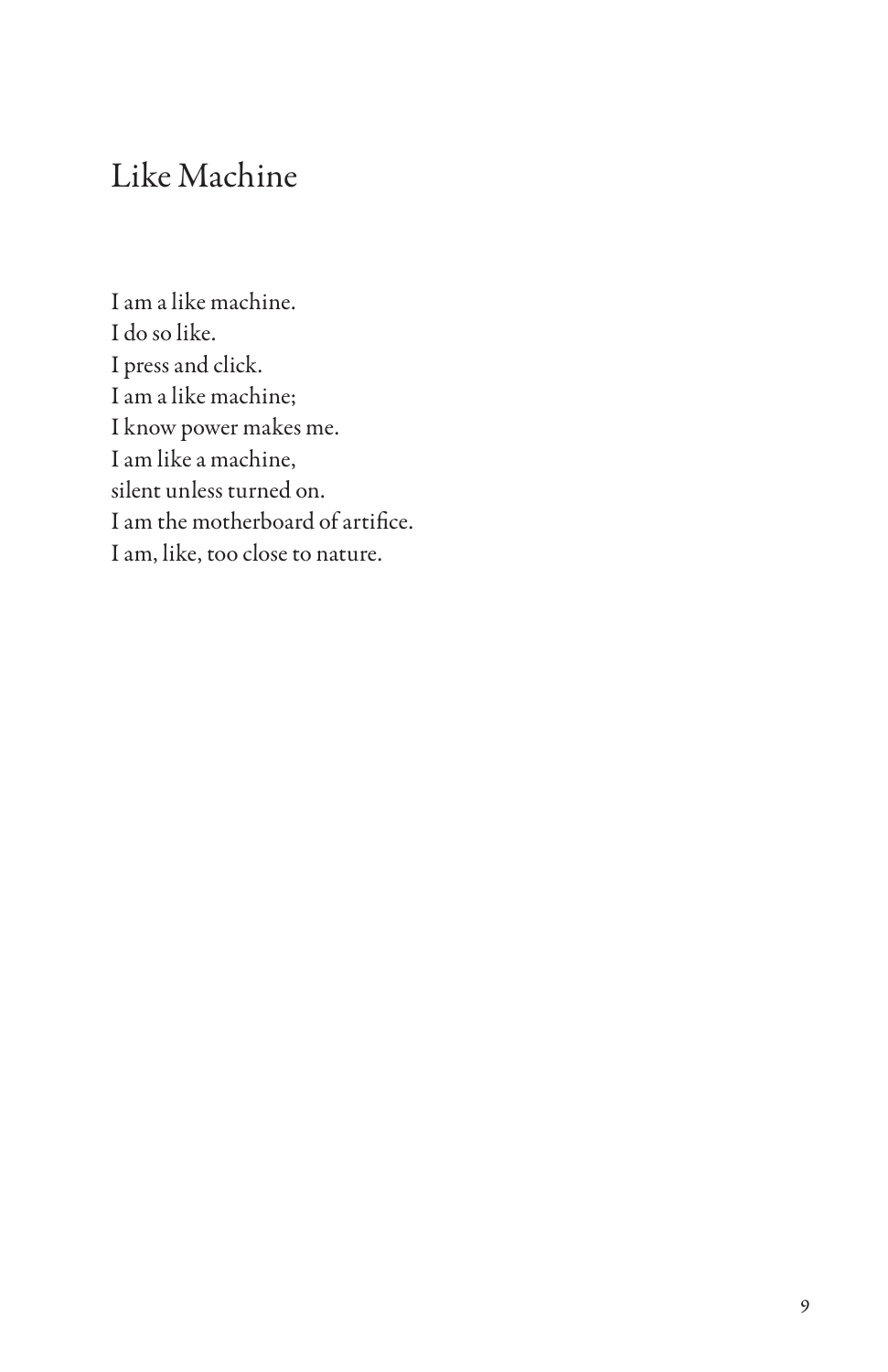# Like Machine

I am a like machine.  
I do so like.  
I press and click.  
I am a like machine;  
I know power makes me.  
I am like a machine,  
silent unless turned on.  
I am the motherboard of artifice.  
I am, like, too close to nature.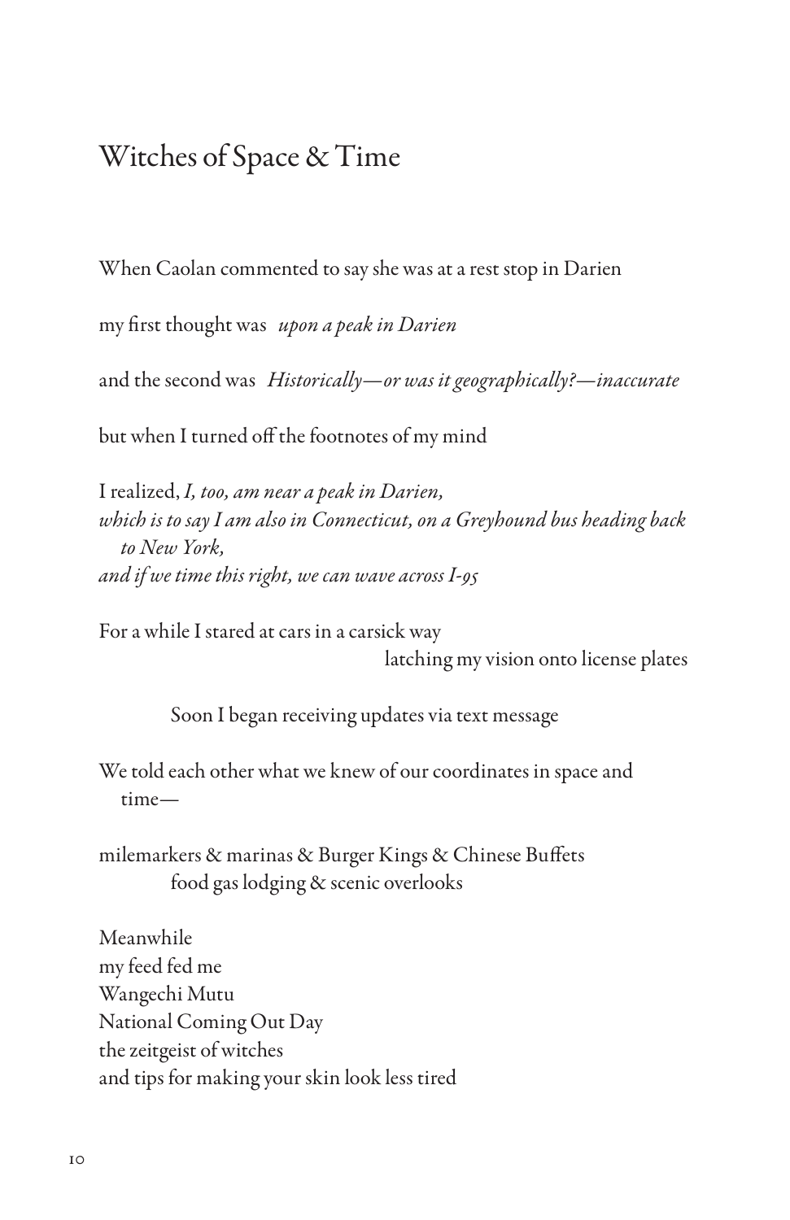# Witches of Space & Time

When Caolan commented to say she was at a rest stop in Darien

my first thought was *upon a peak in Darien*

and the second was *Historically—or was it geographically?—inaccurate*

but when I turned off the footnotes of my mind

I realized, *I, too, am near a peak in Darien,*
*which is to say I am also in Connecticut, on a Greyhound bus heading back to New York,*
*and if we time this right, we can wave across I-95*

For a while I stared at cars in a carsick way
latching my vision onto license plates

Soon I began receiving updates via text message

We told each other what we knew of our coordinates in space and time—

milemarkers & marinas & Burger Kings & Chinese Buffets
food gas lodging & scenic overlooks

Meanwhile
my feed fed me
Wangechi Mutu
National Coming Out Day
the zeitgeist of witches
and tips for making your skin look less tired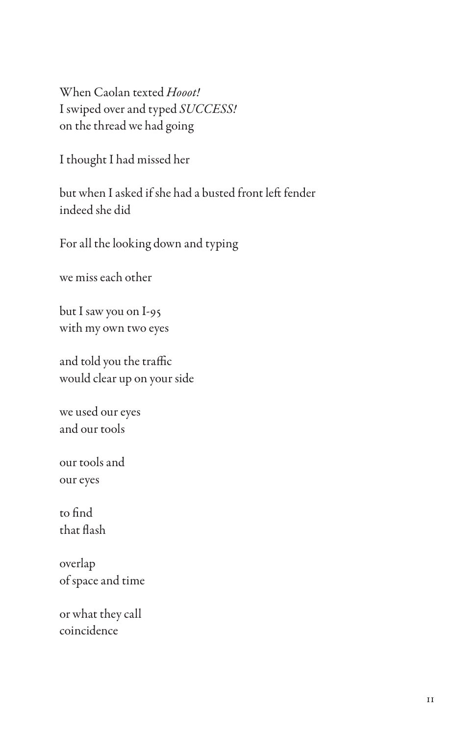When Caolan texted *Hooot!*
I swiped over and typed *SUCCESS!*
on the thread we had going

I thought I had missed her

but when I asked if she had a busted front left fender
indeed she did

For all the looking down and typing

we miss each other

but I saw you on I-95
with my own two eyes

and told you the traffic
would clear up on your side

we used our eyes
and our tools

our tools and
our eyes

to find
that flash

overlap
of space and time

or what they call
coincidence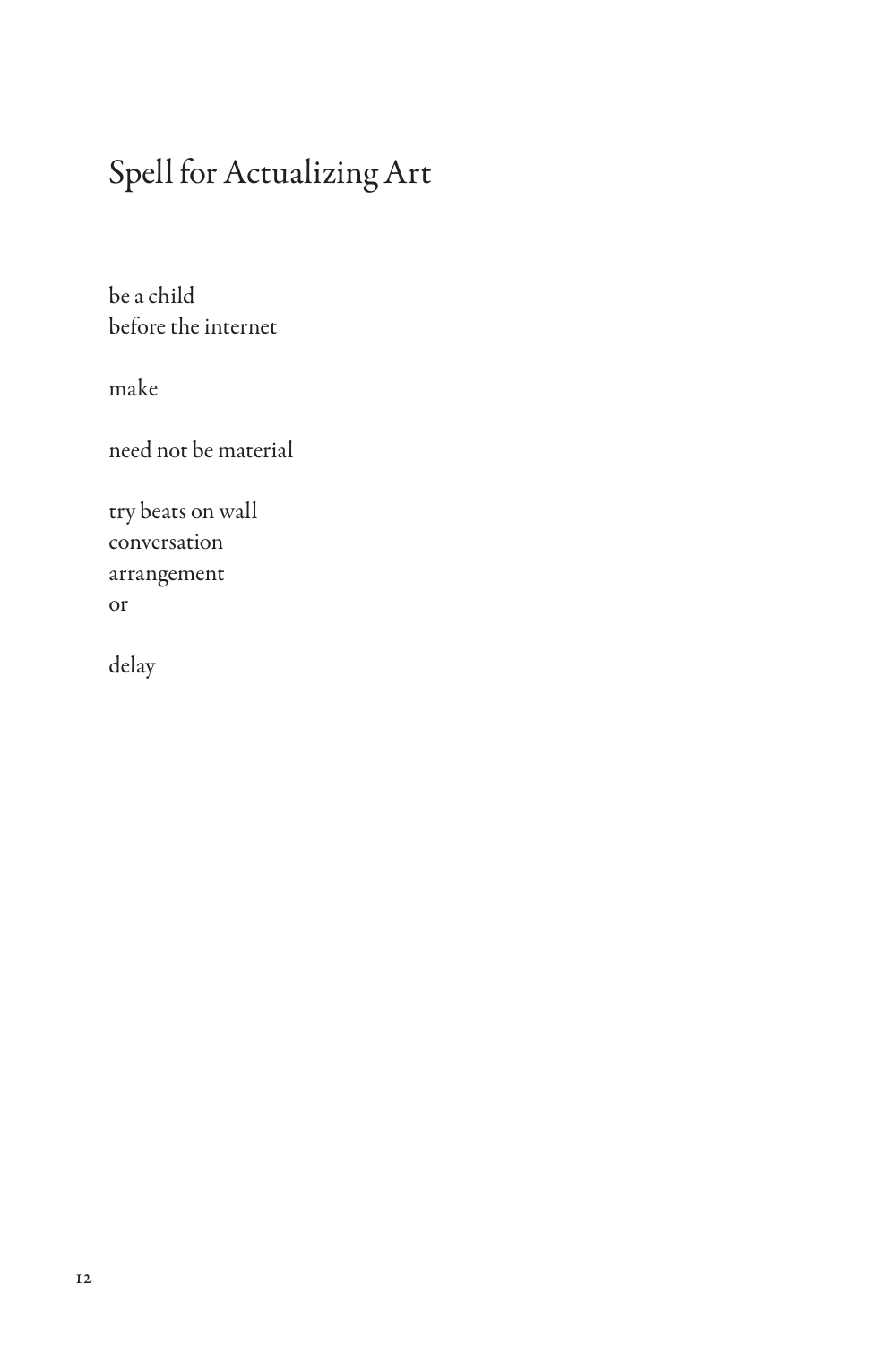# Spell for Actualizing Art

be a child  
before the internet

make

need not be material

try beats on wall  
conversation  
arrangement  
or

delay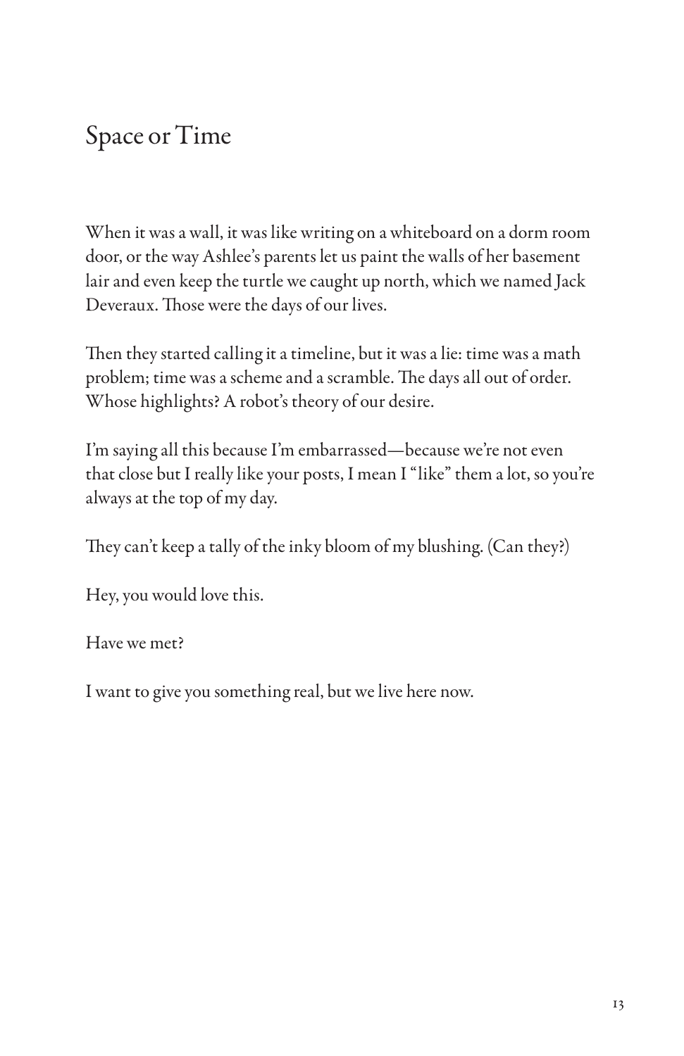# Space or Time

When it was a wall, it was like writing on a whiteboard on a dorm room door, or the way Ashlee's parents let us paint the walls of her basement lair and even keep the turtle we caught up north, which we named Jack Deveraux. Those were the days of our lives.

Then they started calling it a timeline, but it was a lie: time was a math problem; time was a scheme and a scramble. The days all out of order. Whose highlights? A robot's theory of our desire.

I'm saying all this because I'm embarrassed—because we're not even that close but I really like your posts, I mean I "like" them a lot, so you're always at the top of my day.

They can't keep a tally of the inky bloom of my blushing. (Can they?)

Hey, you would love this.

Have we met?

I want to give you something real, but we live here now.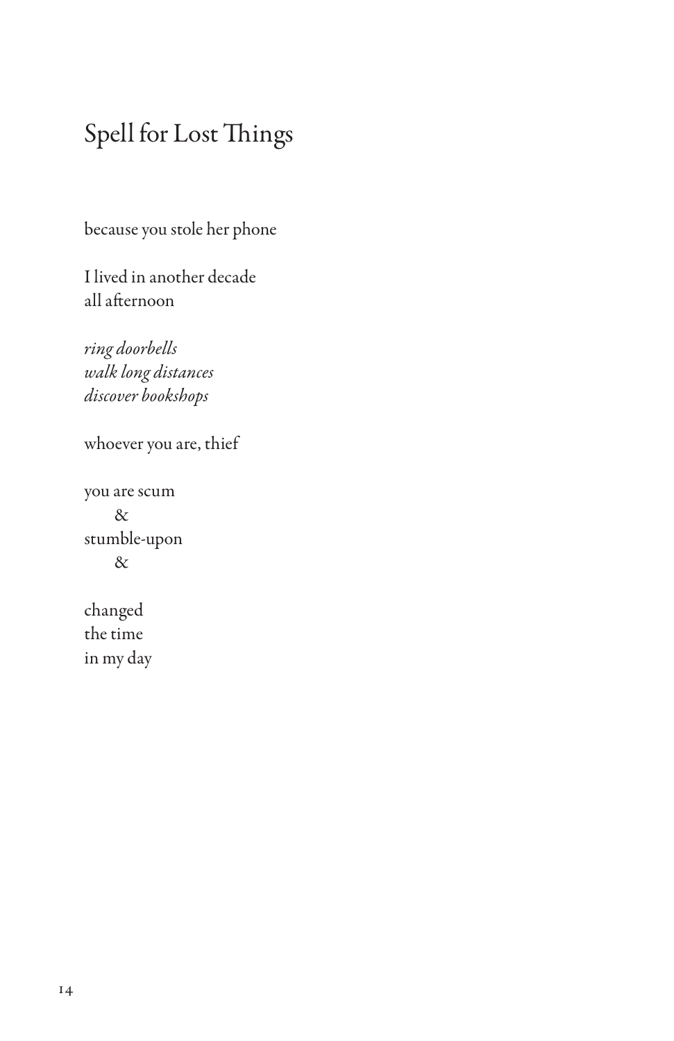# Spell for Lost Things

because you stole her phone

I lived in another decade  
all afternoon

*ring doorbells*  
*walk long distances*  
*discover bookshops*

whoever you are, thief

you are scum  
&nbsp;&nbsp;&nbsp;&nbsp;&nbsp;&nbsp;&  
stumble-upon  
&nbsp;&nbsp;&nbsp;&nbsp;&nbsp;&nbsp;&

changed  
the time  
in my day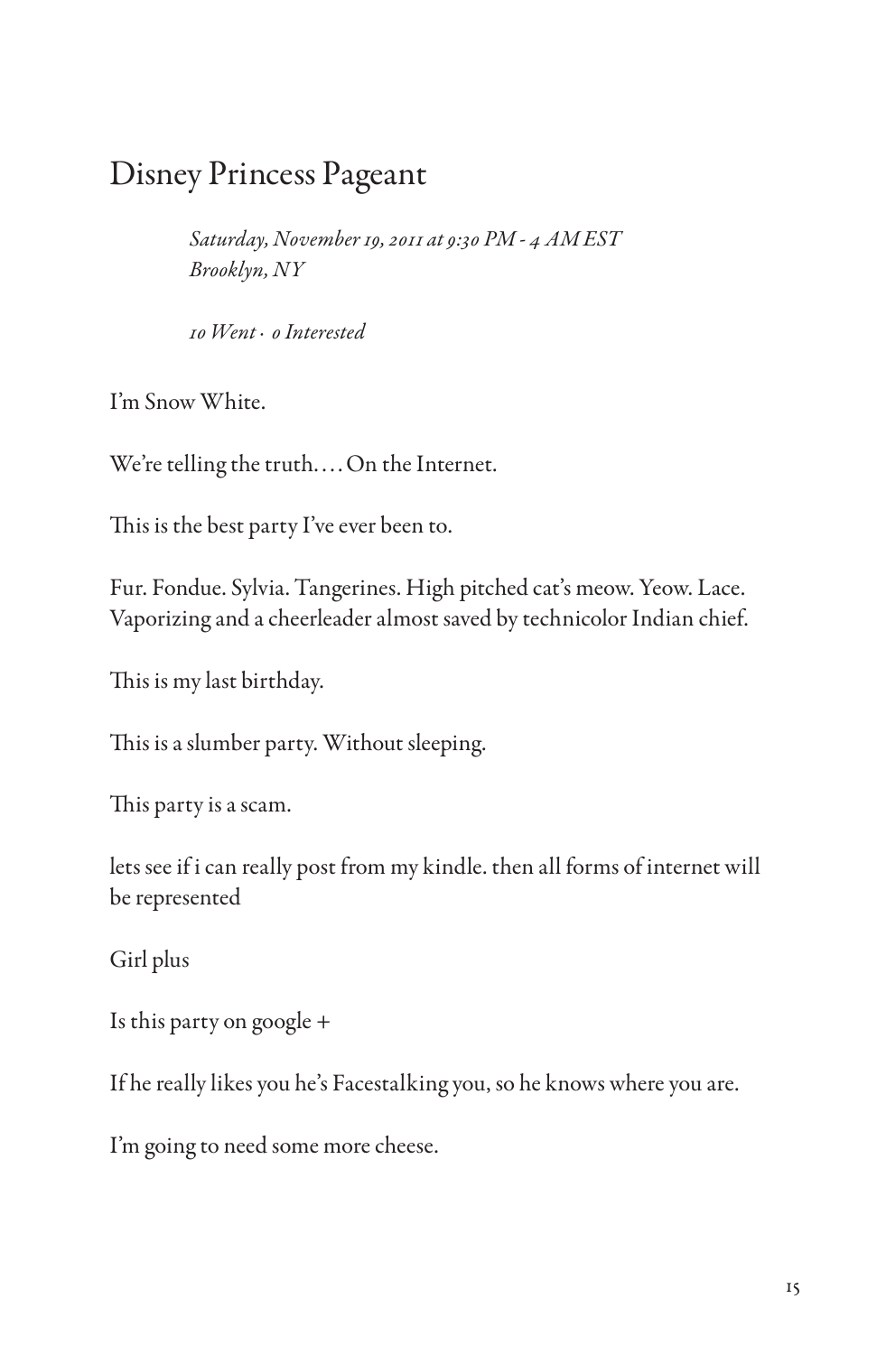# Disney Princess Pageant

*Saturday, November 19, 2011 at 9:30 PM - 4 AM EST*
*Brooklyn, NY*

*10 Went · 0 Interested*

I'm Snow White.

We're telling the truth.... On the Internet.

This is the best party I've ever been to.

Fur. Fondue. Sylvia. Tangerines. High pitched cat's meow. Yeow. Lace. Vaporizing and a cheerleader almost saved by technicolor Indian chief.

This is my last birthday.

This is a slumber party. Without sleeping.

This party is a scam.

lets see if i can really post from my kindle. then all forms of internet will be represented

Girl plus

Is this party on google +

If he really likes you he's Facestalking you, so he knows where you are.

I'm going to need some more cheese.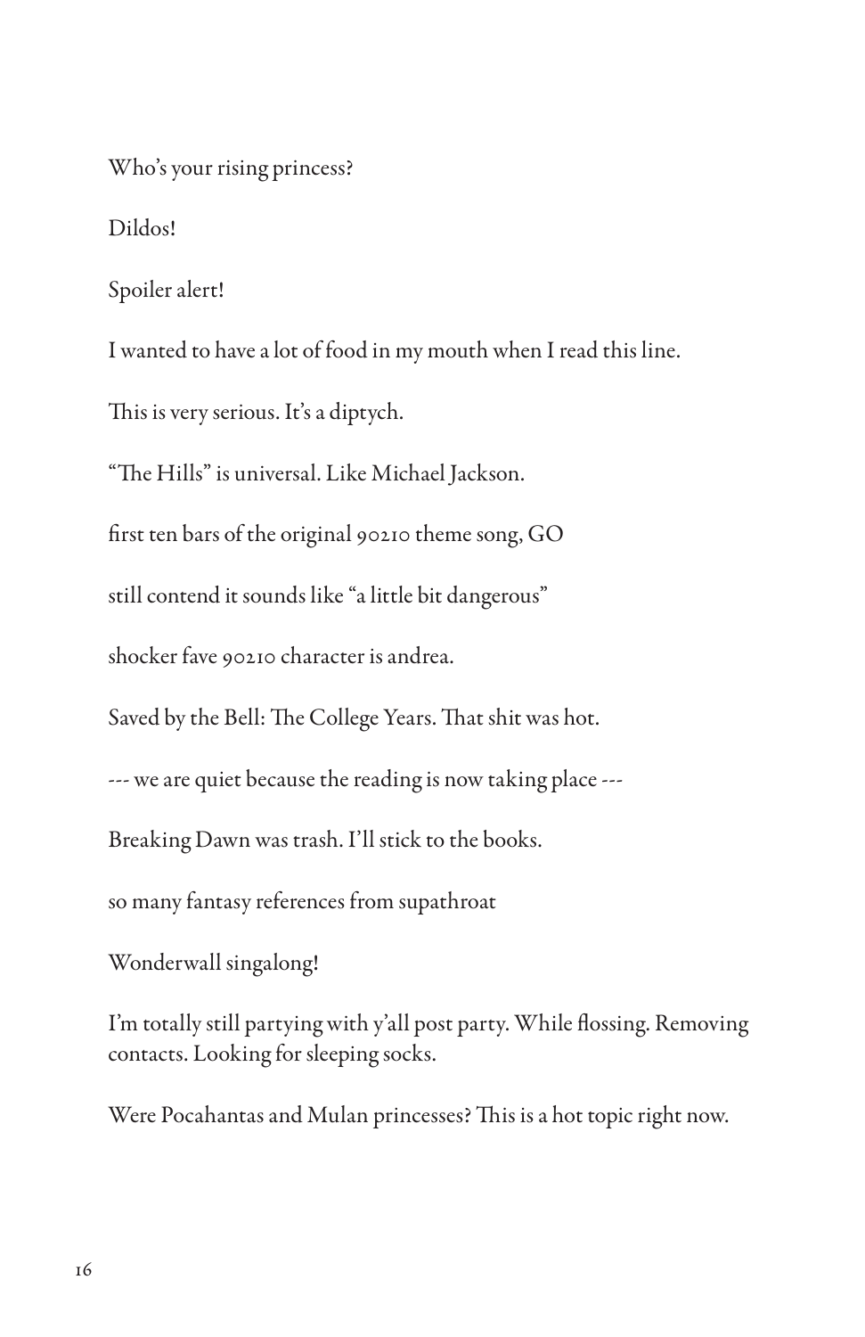Who's your rising princess?

Dildos!

Spoiler alert!

I wanted to have a lot of food in my mouth when I read this line.

This is very serious. It's a diptych.

"The Hills" is universal. Like Michael Jackson.

first ten bars of the original 90210 theme song, GO

still contend it sounds like "a little bit dangerous"

shocker fave 90210 character is andrea.

Saved by the Bell: The College Years. That shit was hot.

--- we are quiet because the reading is now taking place ---

Breaking Dawn was trash. I'll stick to the books.

so many fantasy references from supathroat

Wonderwall singalong!

I'm totally still partying with y'all post party. While flossing. Removing contacts. Looking for sleeping socks.

Were Pocahantas and Mulan princesses? This is a hot topic right now.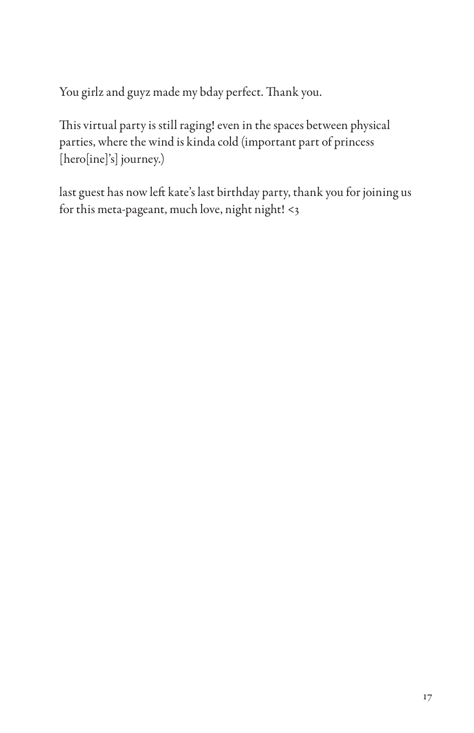You girlz and guyz made my bday perfect. Thank you.

This virtual party is still raging! even in the spaces between physical parties, where the wind is kinda cold (important part of princess [hero[ine]'s] journey.)

last guest has now left kate's last birthday party, thank you for joining us for this meta-pageant, much love, night night! <3